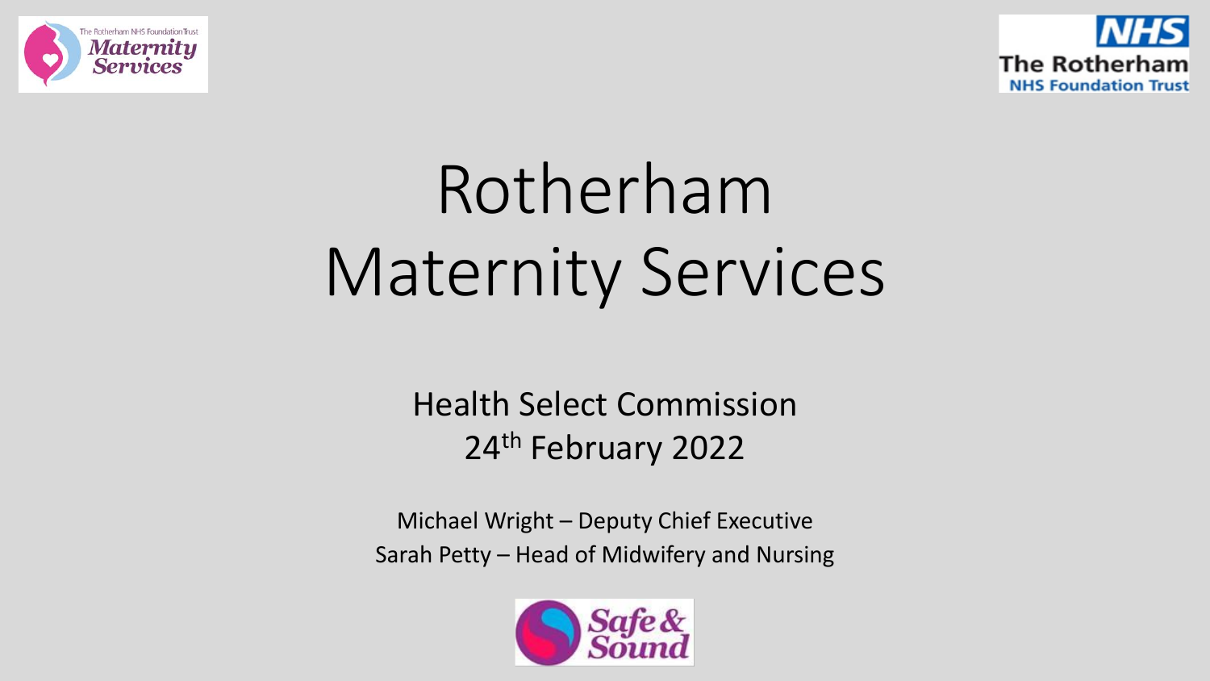# Rotherham Maternity Services

Health Select Commission
24th February 2022

Michael Wright – Deputy Chief Executive
Sarah Petty – Head of Midwifery and Nursing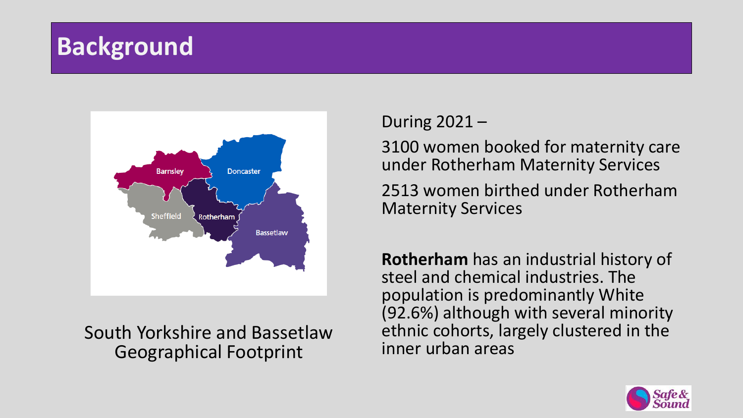# Background

South Yorkshire and Bassetlaw Geographical Footprint

During 2021 –

3100 women booked for maternity care under Rotherham Maternity Services

2513 women birthed under Rotherham Maternity Services

**Rotherham** has an industrial history of steel and chemical industries. The population is predominantly White (92.6%) although with several minority ethnic cohorts, largely clustered in the inner urban areas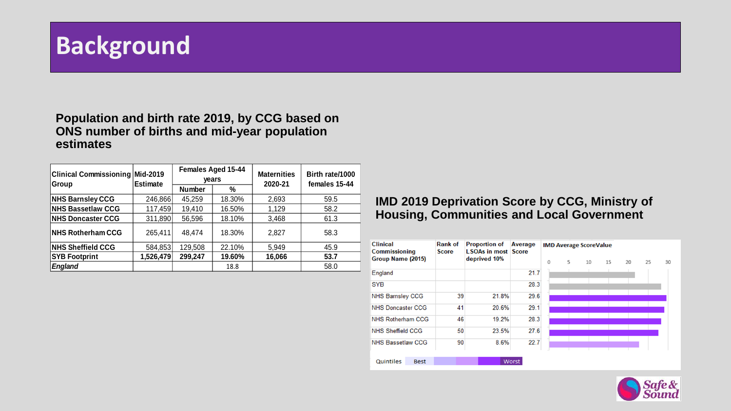# Background

**Population and birth rate 2019, by CCG based on ONS number of births and mid-year population estimates**

| Clinical Commissioning Group | Mid-2019 Estimate | Females Aged 15-44 years | | Maternities 2020-21 | Birth rate/1000 females 15-44 |
|---|---|---|---|---|---|
| | | Number | % | | |
| **NHS Barnsley CCG** | 246,866 | 45,259 | 18.30% | 2,693 | 59.5 |
| **NHS Bassetlaw CCG** | 117,459 | 19,410 | 16.50% | 1,129 | 58.2 |
| **NHS Doncaster CCG** | 311,890 | 56,596 | 18.10% | 3,468 | 61.3 |
| **NHS Rotherham CCG** | 265,411 | 48,474 | 18.30% | 2,827 | 58.3 |
| **NHS Sheffield CCG** | 584,853 | 129,508 | 22.10% | 5,949 | 45.9 |
| **SYB Footprint** | **1,526,479** | **299,247** | **19.60%** | **16,066** | **53.7** |
| ***England*** | | | 18.8 | | 58.0 |

**IMD 2019 Deprivation Score by CCG, Ministry of Housing, Communities and Local Government**

| Clinical Commissioning Group Name (2015) | Rank of Score | Proportion of LSOAs in most deprived 10% | Average Score |
|---|---|---|---|
| England | | | 21.7 |
| SYB | | | 28.3 |
| NHS Barnsley CCG | 39 | 21.8% | 29.6 |
| NHS Doncaster CCG | 41 | 20.6% | 29.1 |
| NHS Rotherham CCG | 46 | 19.2% | 28.3 |
| NHS Sheffield CCG | 50 | 23.5% | 27.6 |
| NHS Bassetlaw CCG | 90 | 8.6% | 22.7 |

IMD Average ScoreValue

Quintiles: Best — Worst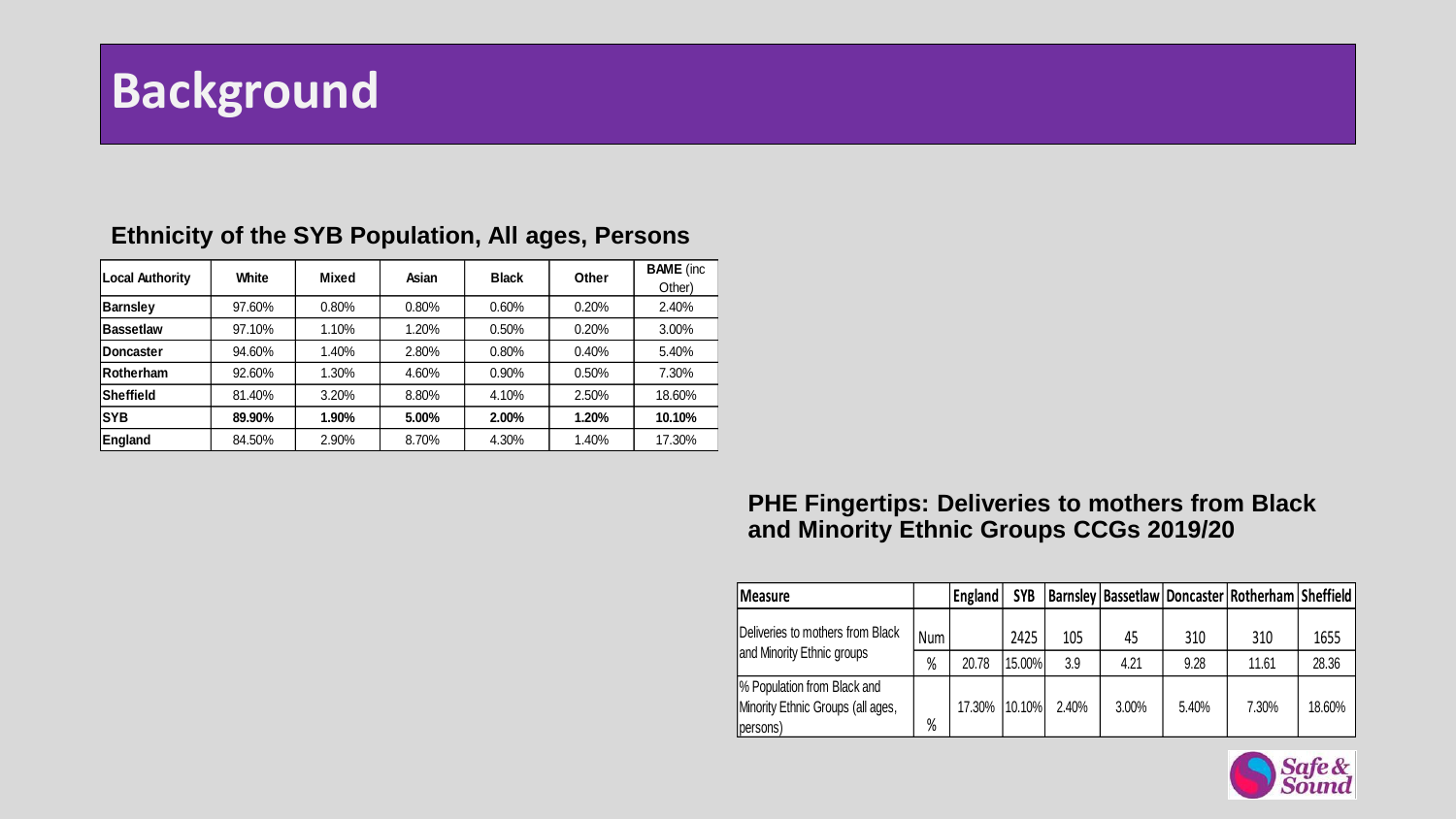# Background

### Ethnicity of the SYB Population, All ages, Persons

| Local Authority | White | Mixed | Asian | Black | Other | BAME (inc Other) |
|---|---|---|---|---|---|---|
| **Barnsley** | 97.60% | 0.80% | 0.80% | 0.60% | 0.20% | 2.40% |
| **Bassetlaw** | 97.10% | 1.10% | 1.20% | 0.50% | 0.20% | 3.00% |
| **Doncaster** | 94.60% | 1.40% | 2.80% | 0.80% | 0.40% | 5.40% |
| **Rotherham** | 92.60% | 1.30% | 4.60% | 0.90% | 0.50% | 7.30% |
| **Sheffield** | 81.40% | 3.20% | 8.80% | 4.10% | 2.50% | 18.60% |
| **SYB** | **89.90%** | **1.90%** | **5.00%** | **2.00%** | **1.20%** | **10.10%** |
| **England** | 84.50% | 2.90% | 8.70% | 4.30% | 1.40% | 17.30% |

### PHE Fingertips: Deliveries to mothers from Black and Minority Ethnic Groups CCGs 2019/20

| Measure | | England | SYB | Barnsley | Bassetlaw | Doncaster | Rotherham | Sheffield |
|---|---|---|---|---|---|---|---|---|
| Deliveries to mothers from Black and Minority Ethnic groups | Num | | 2425 | 105 | 45 | 310 | 310 | 1655 |
| | % | 20.78 | 15.00% | 3.9 | 4.21 | 9.28 | 11.61 | 28.36 |
| % Population from Black and Minority Ethnic Groups (all ages, persons) | % | 17.30% | 10.10% | 2.40% | 3.00% | 5.40% | 7.30% | 18.60% |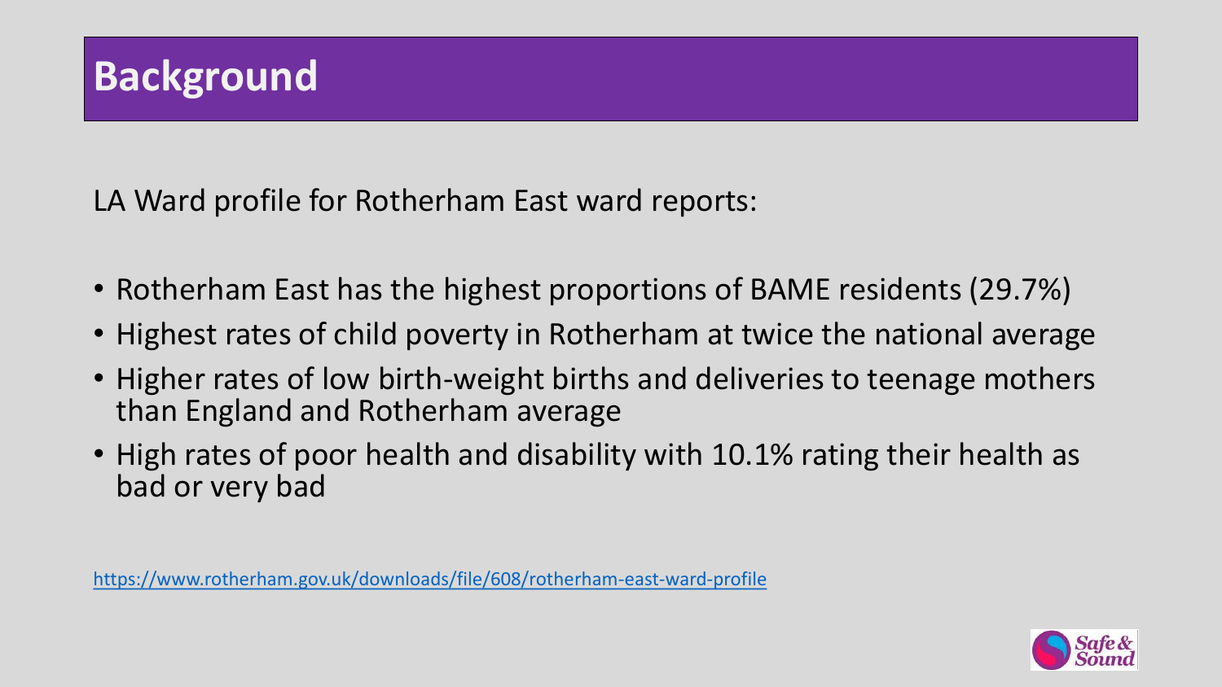# Background

LA Ward profile for Rotherham East ward reports:

- Rotherham East has the highest proportions of BAME residents (29.7%)
- Highest rates of child poverty in Rotherham at twice the national average
- Higher rates of low birth-weight births and deliveries to teenage mothers than England and Rotherham average
- High rates of poor health and disability with 10.1% rating their health as bad or very bad

https://www.rotherham.gov.uk/downloads/file/608/rotherham-east-ward-profile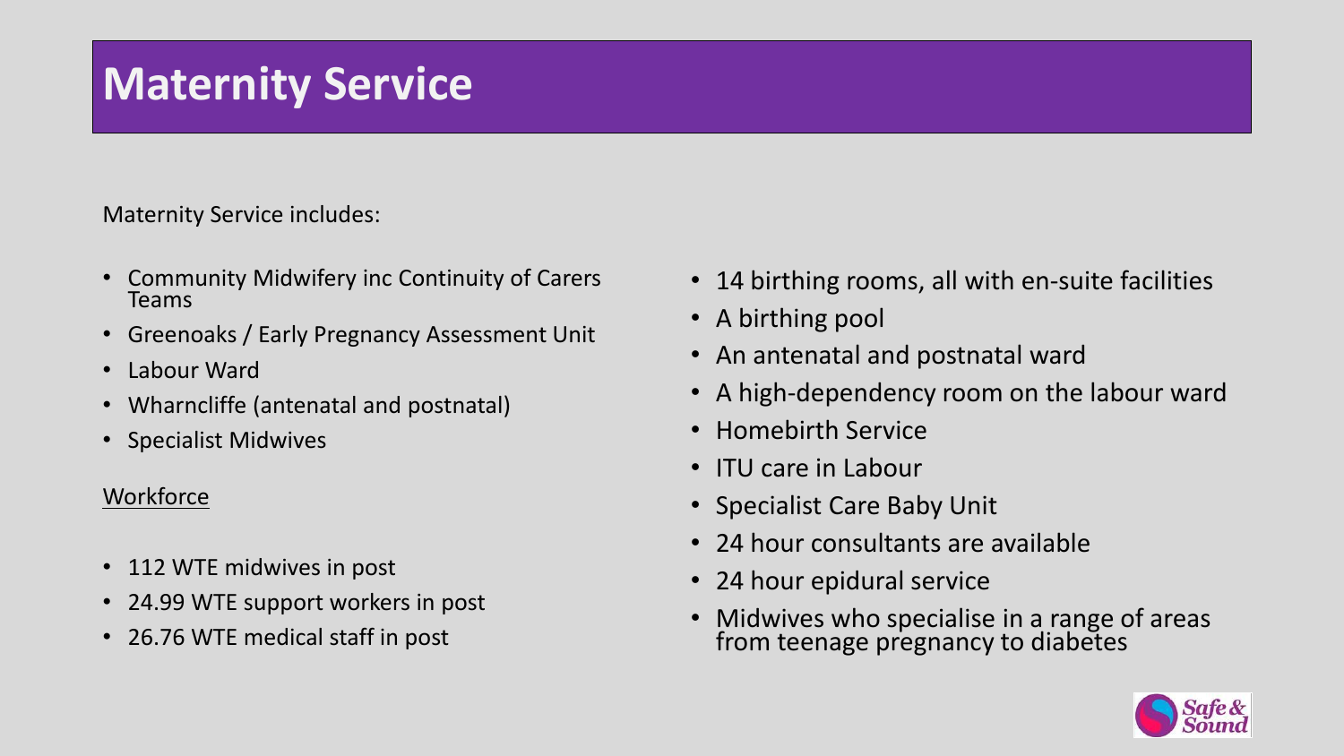# Maternity Service

Maternity Service includes:

- Community Midwifery inc Continuity of Carers Teams
- Greenoaks / Early Pregnancy Assessment Unit
- Labour Ward
- Wharncliffe (antenatal and postnatal)
- Specialist Midwives

<u>Workforce</u>

- 112 WTE midwives in post
- 24.99 WTE support workers in post
- 26.76 WTE medical staff in post

- 14 birthing rooms, all with en-suite facilities
- A birthing pool
- An antenatal and postnatal ward
- A high-dependency room on the labour ward
- Homebirth Service
- ITU care in Labour
- Specialist Care Baby Unit
- 24 hour consultants are available
- 24 hour epidural service
- Midwives who specialise in a range of areas from teenage pregnancy to diabetes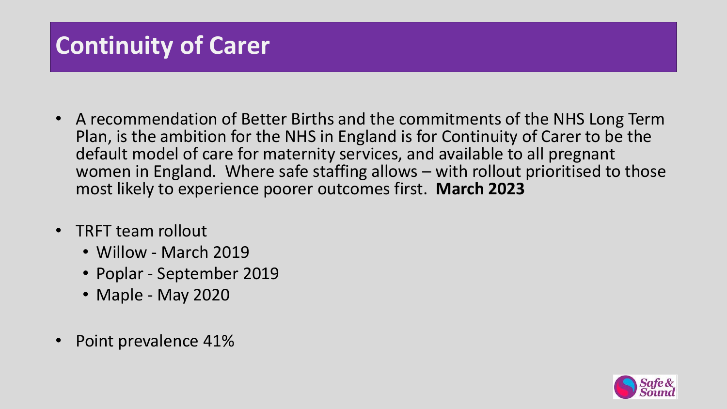# Continuity of Carer

- A recommendation of Better Births and the commitments of the NHS Long Term Plan, is the ambition for the NHS in England is for Continuity of Carer to be the default model of care for maternity services, and available to all pregnant women in England. Where safe staffing allows – with rollout prioritised to those most likely to experience poorer outcomes first. **March 2023**
- TRFT team rollout
  - Willow - March 2019
  - Poplar - September 2019
  - Maple - May 2020
- Point prevalence 41%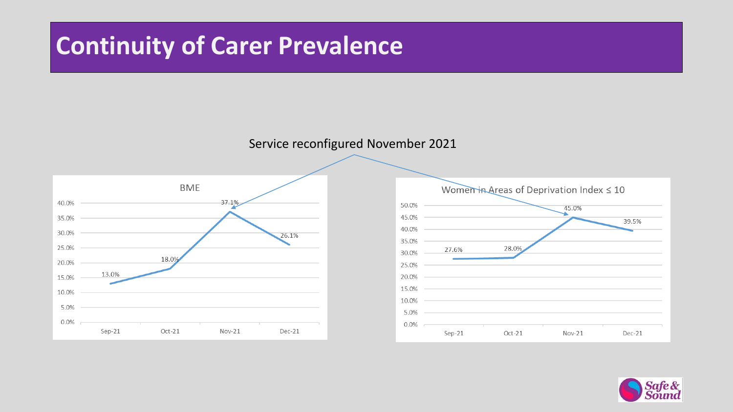# Continuity of Carer Prevalence

Service reconfigured November 2021

**BME**

| | Sep-21 | Oct-21 | Nov-21 | Dec-21 |
|---|---|---|---|---|
| BME | 13.0% | 18.0% | 37.1% | 26.1% |

**Women in Areas of Deprivation Index ≤ 10**

| | Sep-21 | Oct-21 | Nov-21 | Dec-21 |
|---|---|---|---|---|
| Women in Areas of Deprivation Index ≤ 10 | 27.6% | 28.0% | 45.0% | 39.5% |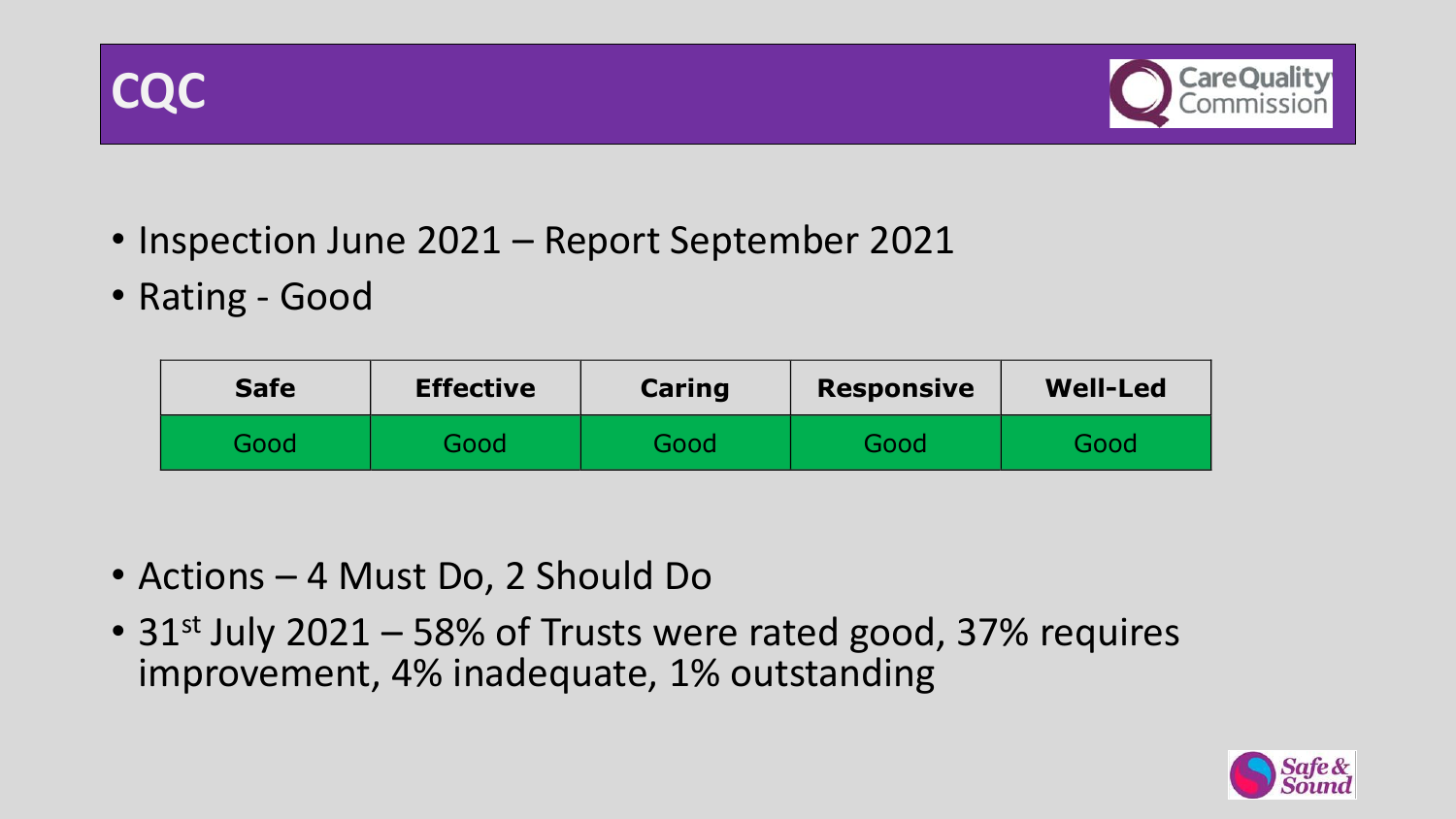# CQC

- Inspection June 2021 – Report September 2021
- Rating - Good

| Safe | Effective | Caring | Responsive | Well-Led |
|---|---|---|---|---|
| Good | Good | Good | Good | Good |

- Actions – 4 Must Do, 2 Should Do
- 31st July 2021 – 58% of Trusts were rated good, 37% requires improvement, 4% inadequate, 1% outstanding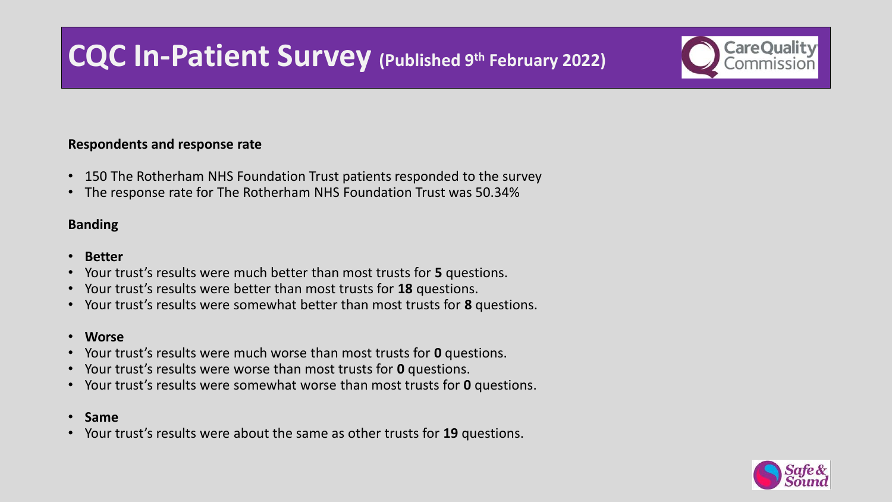# CQC In-Patient Survey (Published 9th February 2022)

**Respondents and response rate**

- 150 The Rotherham NHS Foundation Trust patients responded to the survey
- The response rate for The Rotherham NHS Foundation Trust was 50.34%

**Banding**

- **Better**
- Your trust's results were much better than most trusts for **5** questions.
- Your trust's results were better than most trusts for **18** questions.
- Your trust's results were somewhat better than most trusts for **8** questions.

- **Worse**
- Your trust's results were much worse than most trusts for **0** questions.
- Your trust's results were worse than most trusts for **0** questions.
- Your trust's results were somewhat worse than most trusts for **0** questions.

- **Same**
- Your trust's results were about the same as other trusts for **19** questions.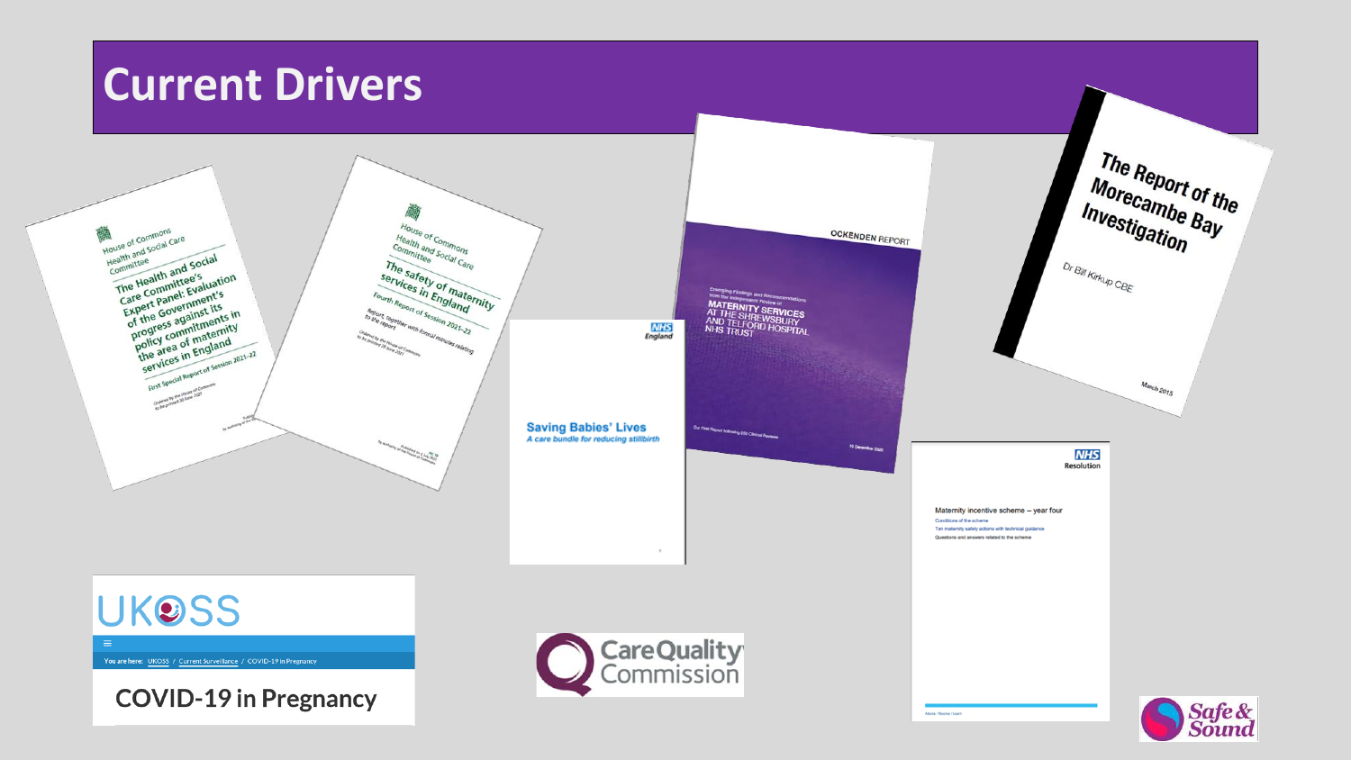# Current Drivers

House of Commons
Health and Social Care Committee

The Health and Social Care Committee's Expert Panel: Evaluation of the Government's progress against its policy commitments in the area of maternity services in England

First Special Report of Session 2021–22

House of Commons
Health and Social Care Committee

The safety of maternity services in England

Fourth Report of Session 2021–22

NHS England

Saving Babies' Lives
*A care bundle for reducing stillbirth*

OCKENDEN REPORT

Emerging Findings and Recommendations from the Independent Review of MATERNITY SERVICES AT THE SHREWSBURY AND TELFORD HOSPITAL NHS TRUST

10 December 2020

The Report of the Morecambe Bay Investigation

Dr Bill Kirkup CBE

March 2015

NHS Resolution

Maternity incentive scheme – year four

UKOSS

COVID-19 in Pregnancy

Care Quality Commission

Safe & Sound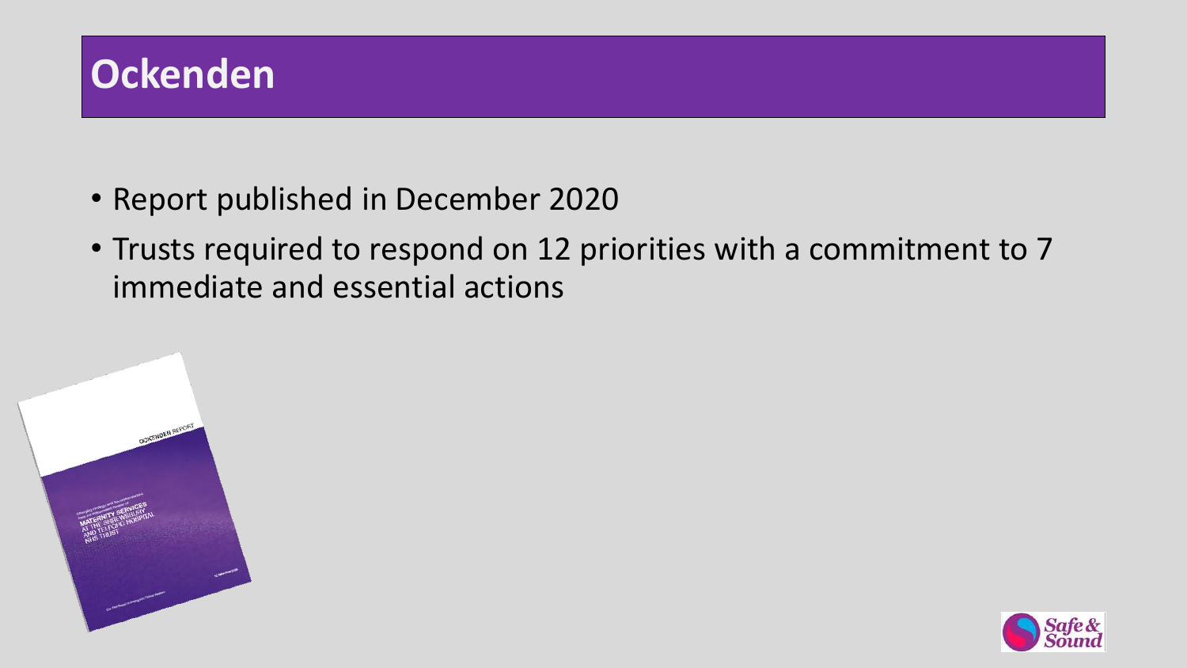# Ockenden

- Report published in December 2020
- Trusts required to respond on 12 priorities with a commitment to 7 immediate and essential actions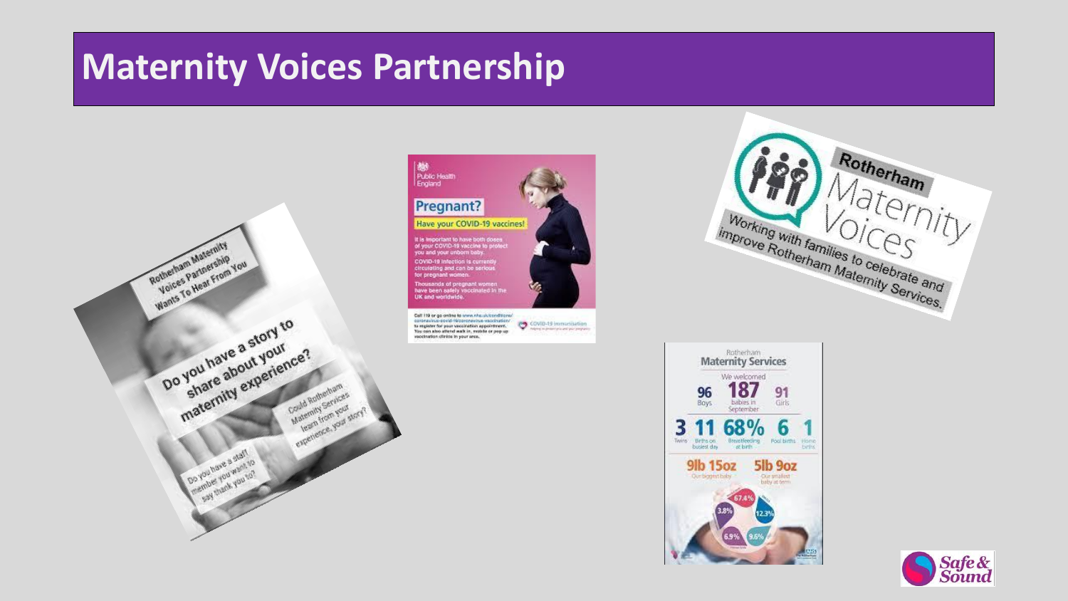# Maternity Voices Partnership

Rotherham Maternity Voices Partnership Wants To Hear From You

Do you have a story to share about your maternity experience?

Could Rotherham Maternity Services learn from your experience, your story?

Do you have a staff member you want to say thank you to?

Public Health England

**Pregnant?**

Have your COVID-19 vaccines!

It is important to have both doses of your COVID-19 vaccine to protect you and your unborn baby.

COVID-19 infection is currently circulating and can be serious for pregnant women.

Thousands of pregnant women have been safely vaccinated in the UK and worldwide.

Call 119 or go online to www.nhs.uk/conditions/coronavirus-covid-19/coronavirus-vaccination/ to register for your vaccination appointment. You can also attend walk in, mobile or pop up vaccination clinics in your area.

COVID-19 immunisation

Rotherham Maternity Voices

Working with families to celebrate and improve Rotherham Maternity Services.

Rotherham **Maternity Services**

We welcomed

96 Boys | 187 babies in September | 91 Girls

3 Twins | 11 Births on busiest day | 68% Breastfeeding at birth | 6 Pool births | 1 Home births

9lb 15oz Our biggest baby | 5lb 9oz Our smallest baby at term

67.4% | 12.3% | 9.6% | 6.9% | 3.8%

Safe & Sound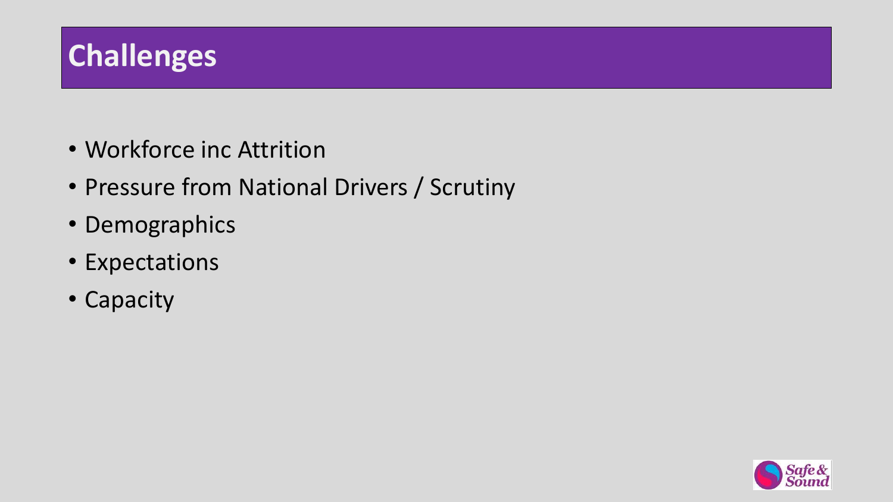# Challenges

- Workforce inc Attrition
- Pressure from National Drivers / Scrutiny
- Demographics
- Expectations
- Capacity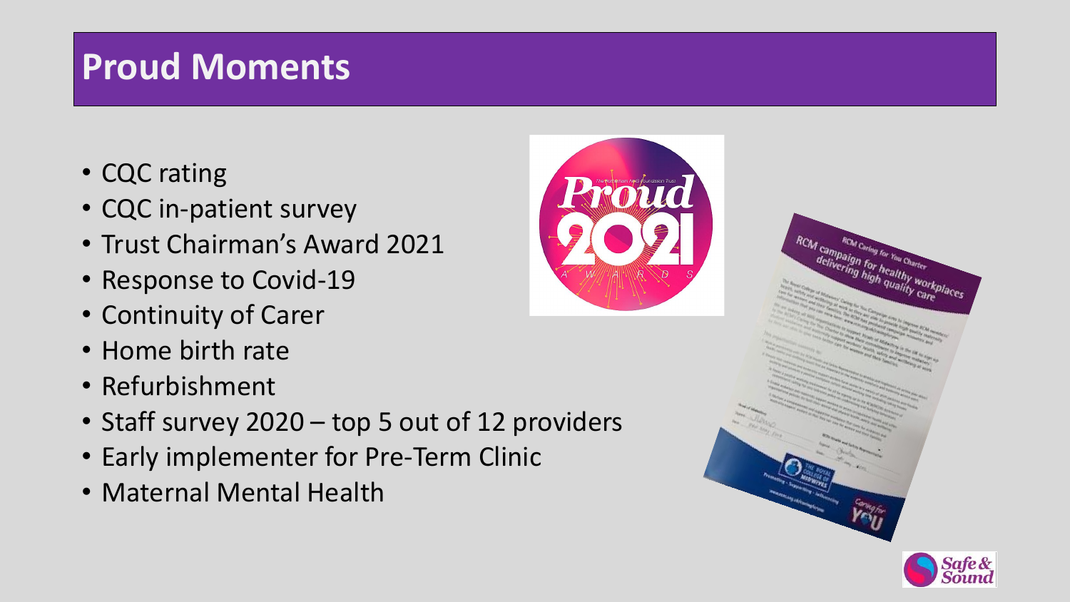# Proud Moments

- CQC rating
- CQC in-patient survey
- Trust Chairman's Award 2021
- Response to Covid-19
- Continuity of Carer
- Home birth rate
- Refurbishment
- Staff survey 2020 – top 5 out of 12 providers
- Early implementer for Pre-Term Clinic
- Maternal Mental Health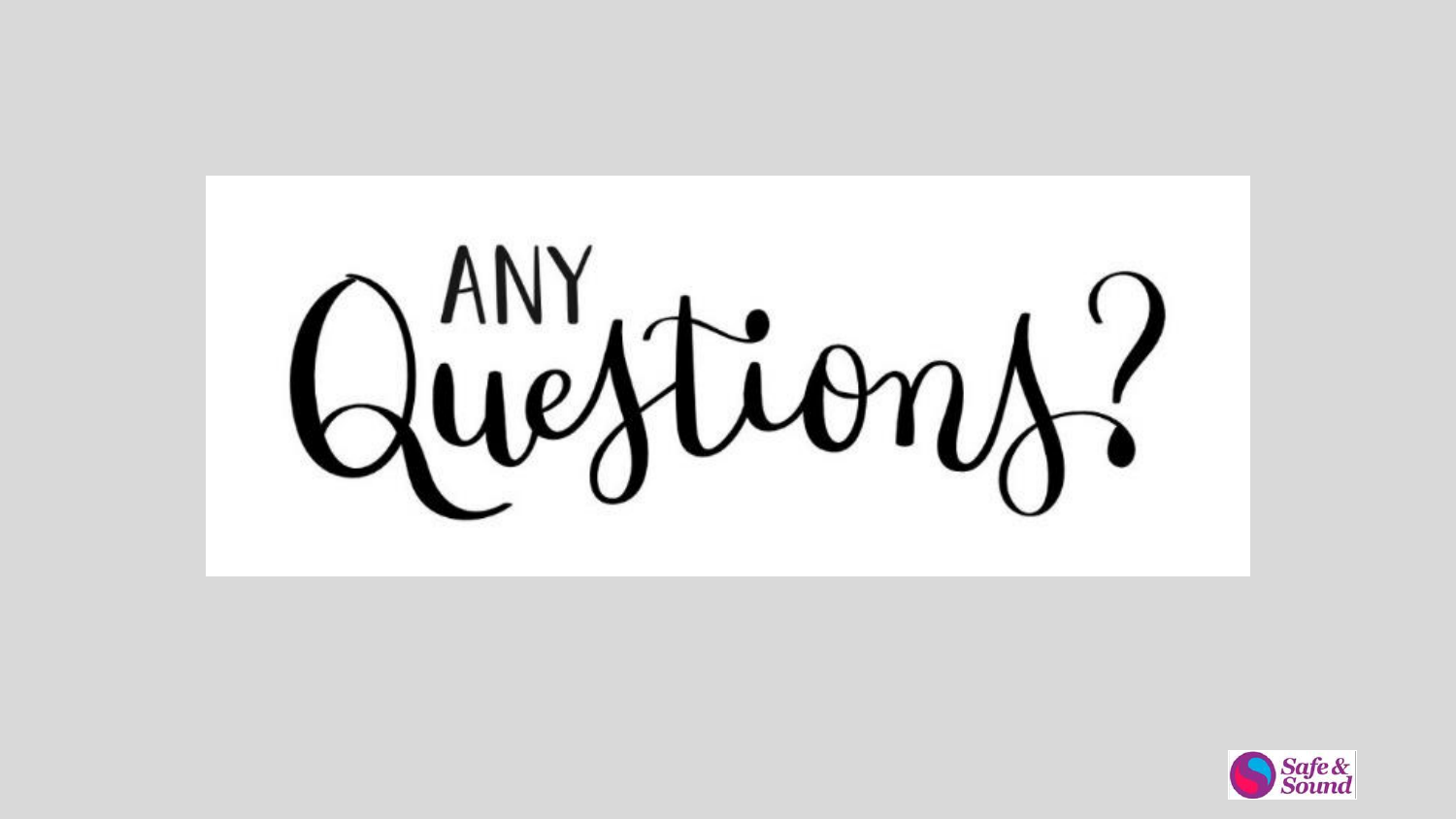# ANY Questions?